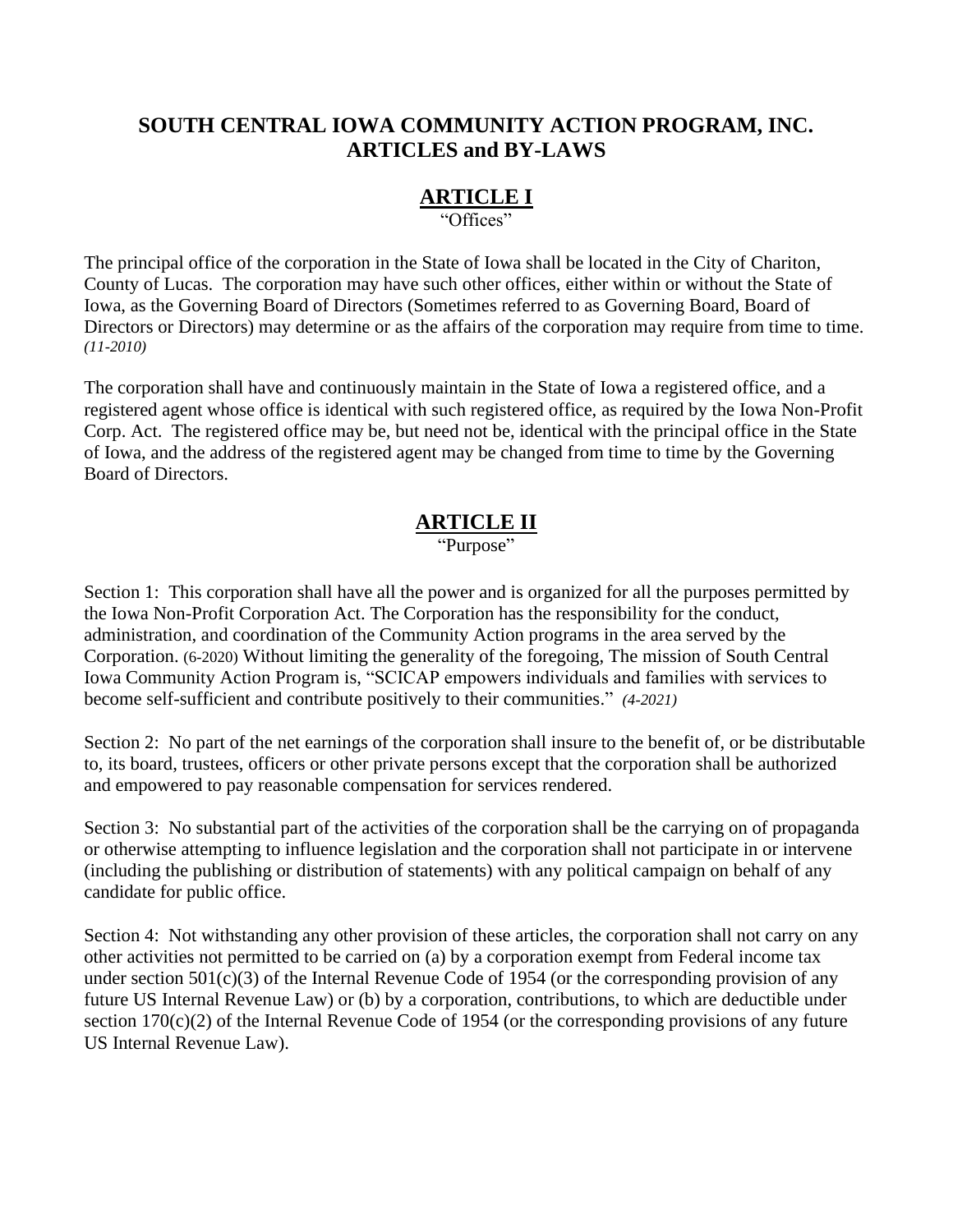## SOUTH CENTRAL IOWA COMMUNITY ACTION PROGRAM, INC.
## ARTICLES and BY-LAWS

# ARTICLE I

"Offices"

The principal office of the corporation in the State of Iowa shall be located in the City of Chariton, County of Lucas. The corporation may have such other offices, either within or without the State of Iowa, as the Governing Board of Directors (Sometimes referred to as Governing Board, Board of Directors or Directors) may determine or as the affairs of the corporation may require from time to time. *(11-2010)*

The corporation shall have and continuously maintain in the State of Iowa a registered office, and a registered agent whose office is identical with such registered office, as required by the Iowa Non-Profit Corp. Act. The registered office may be, but need not be, identical with the principal office in the State of Iowa, and the address of the registered agent may be changed from time to time by the Governing Board of Directors.

# ARTICLE II

"Purpose"

Section 1: This corporation shall have all the power and is organized for all the purposes permitted by the Iowa Non-Profit Corporation Act. The Corporation has the responsibility for the conduct, administration, and coordination of the Community Action programs in the area served by the Corporation. (6-2020) Without limiting the generality of the foregoing, The mission of South Central Iowa Community Action Program is, "SCICAP empowers individuals and families with services to become self-sufficient and contribute positively to their communities." *(4-2021)*

Section 2: No part of the net earnings of the corporation shall insure to the benefit of, or be distributable to, its board, trustees, officers or other private persons except that the corporation shall be authorized and empowered to pay reasonable compensation for services rendered.

Section 3: No substantial part of the activities of the corporation shall be the carrying on of propaganda or otherwise attempting to influence legislation and the corporation shall not participate in or intervene (including the publishing or distribution of statements) with any political campaign on behalf of any candidate for public office.

Section 4: Not withstanding any other provision of these articles, the corporation shall not carry on any other activities not permitted to be carried on (a) by a corporation exempt from Federal income tax under section 501(c)(3) of the Internal Revenue Code of 1954 (or the corresponding provision of any future US Internal Revenue Law) or (b) by a corporation, contributions, to which are deductible under section 170(c)(2) of the Internal Revenue Code of 1954 (or the corresponding provisions of any future US Internal Revenue Law).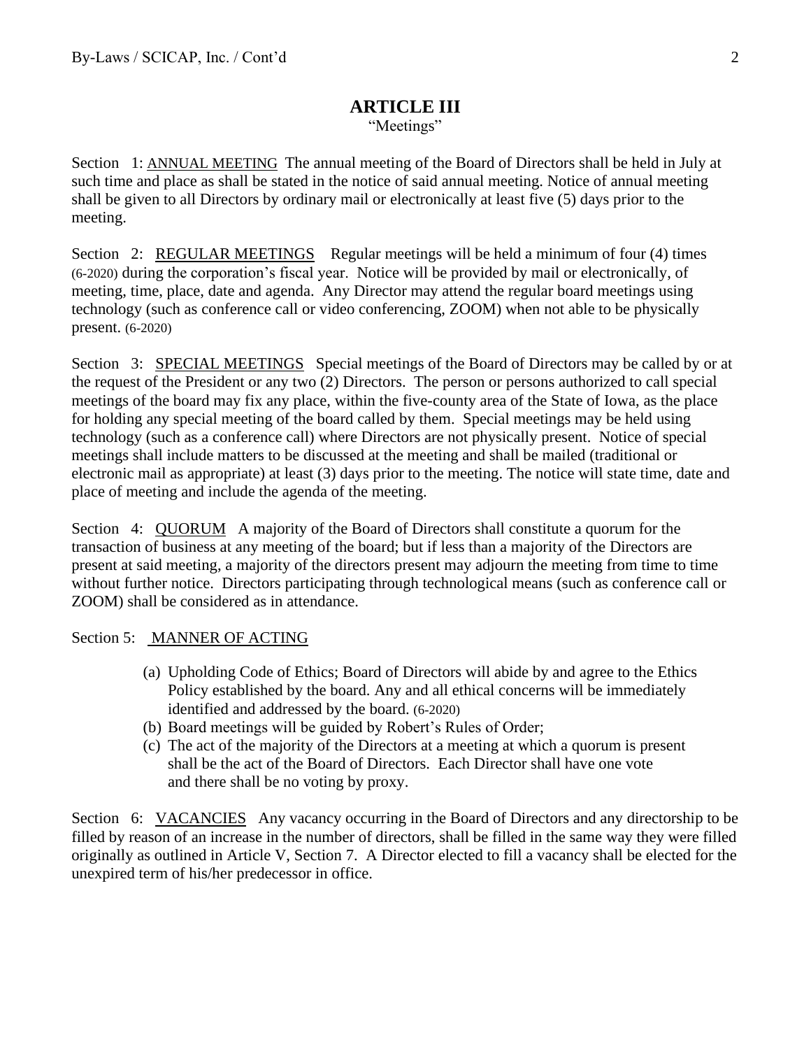## ARTICLE III

"Meetings"

Section 1: ANNUAL MEETING The annual meeting of the Board of Directors shall be held in July at such time and place as shall be stated in the notice of said annual meeting. Notice of annual meeting shall be given to all Directors by ordinary mail or electronically at least five (5) days prior to the meeting.

Section 2: REGULAR MEETINGS Regular meetings will be held a minimum of four (4) times (6-2020) during the corporation's fiscal year. Notice will be provided by mail or electronically, of meeting, time, place, date and agenda. Any Director may attend the regular board meetings using technology (such as conference call or video conferencing, ZOOM) when not able to be physically present. (6-2020)

Section 3: SPECIAL MEETINGS Special meetings of the Board of Directors may be called by or at the request of the President or any two (2) Directors. The person or persons authorized to call special meetings of the board may fix any place, within the five-county area of the State of Iowa, as the place for holding any special meeting of the board called by them. Special meetings may be held using technology (such as a conference call) where Directors are not physically present. Notice of special meetings shall include matters to be discussed at the meeting and shall be mailed (traditional or electronic mail as appropriate) at least (3) days prior to the meeting. The notice will state time, date and place of meeting and include the agenda of the meeting.

Section 4: QUORUM A majority of the Board of Directors shall constitute a quorum for the transaction of business at any meeting of the board; but if less than a majority of the Directors are present at said meeting, a majority of the directors present may adjourn the meeting from time to time without further notice. Directors participating through technological means (such as conference call or ZOOM) shall be considered as in attendance.

Section 5: MANNER OF ACTING

(a) Upholding Code of Ethics; Board of Directors will abide by and agree to the Ethics Policy established by the board. Any and all ethical concerns will be immediately identified and addressed by the board. (6-2020)
(b) Board meetings will be guided by Robert's Rules of Order;
(c) The act of the majority of the Directors at a meeting at which a quorum is present shall be the act of the Board of Directors. Each Director shall have one vote and there shall be no voting by proxy.

Section 6: VACANCIES Any vacancy occurring in the Board of Directors and any directorship to be filled by reason of an increase in the number of directors, shall be filled in the same way they were filled originally as outlined in Article V, Section 7. A Director elected to fill a vacancy shall be elected for the unexpired term of his/her predecessor in office.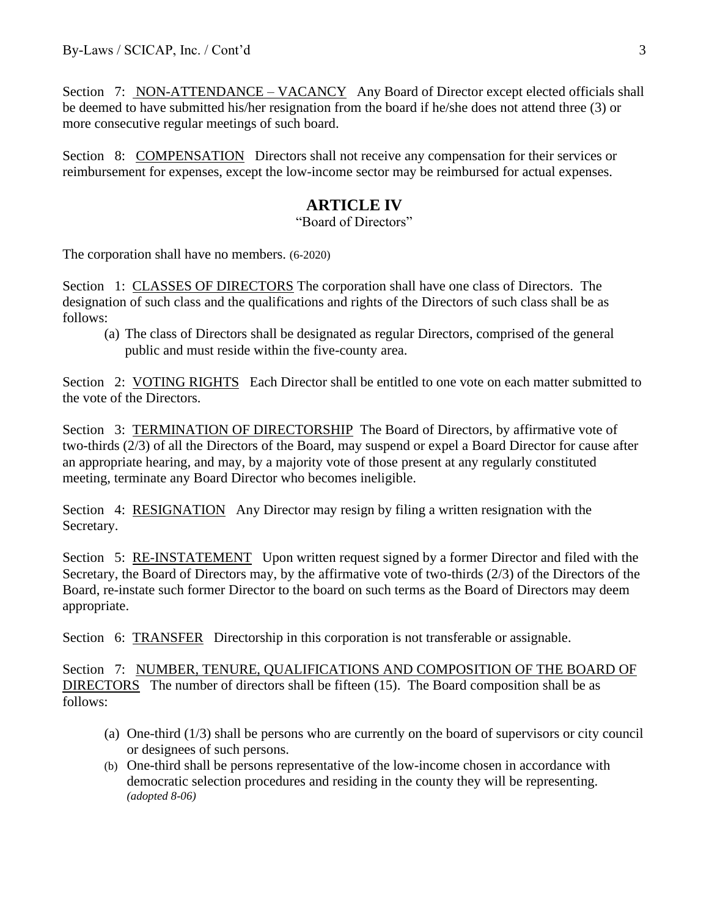Section 7: NON-ATTENDANCE – VACANCY Any Board of Director except elected officials shall be deemed to have submitted his/her resignation from the board if he/she does not attend three (3) or more consecutive regular meetings of such board.

Section 8: COMPENSATION Directors shall not receive any compensation for their services or reimbursement for expenses, except the low-income sector may be reimbursed for actual expenses.

## ARTICLE IV

"Board of Directors"

The corporation shall have no members. (6-2020)

Section 1: CLASSES OF DIRECTORS The corporation shall have one class of Directors. The designation of such class and the qualifications and rights of the Directors of such class shall be as follows:

(a) The class of Directors shall be designated as regular Directors, comprised of the general public and must reside within the five-county area.

Section 2: VOTING RIGHTS Each Director shall be entitled to one vote on each matter submitted to the vote of the Directors.

Section 3: TERMINATION OF DIRECTORSHIP The Board of Directors, by affirmative vote of two-thirds (2/3) of all the Directors of the Board, may suspend or expel a Board Director for cause after an appropriate hearing, and may, by a majority vote of those present at any regularly constituted meeting, terminate any Board Director who becomes ineligible.

Section 4: RESIGNATION Any Director may resign by filing a written resignation with the Secretary.

Section 5: RE-INSTATEMENT Upon written request signed by a former Director and filed with the Secretary, the Board of Directors may, by the affirmative vote of two-thirds (2/3) of the Directors of the Board, re-instate such former Director to the board on such terms as the Board of Directors may deem appropriate.

Section 6: TRANSFER Directorship in this corporation is not transferable or assignable.

Section 7: NUMBER, TENURE, QUALIFICATIONS AND COMPOSITION OF THE BOARD OF DIRECTORS The number of directors shall be fifteen (15). The Board composition shall be as follows:

(a) One-third (1/3) shall be persons who are currently on the board of supervisors or city council or designees of such persons.
(b) One-third shall be persons representative of the low-income chosen in accordance with democratic selection procedures and residing in the county they will be representing. *(adopted 8-06)*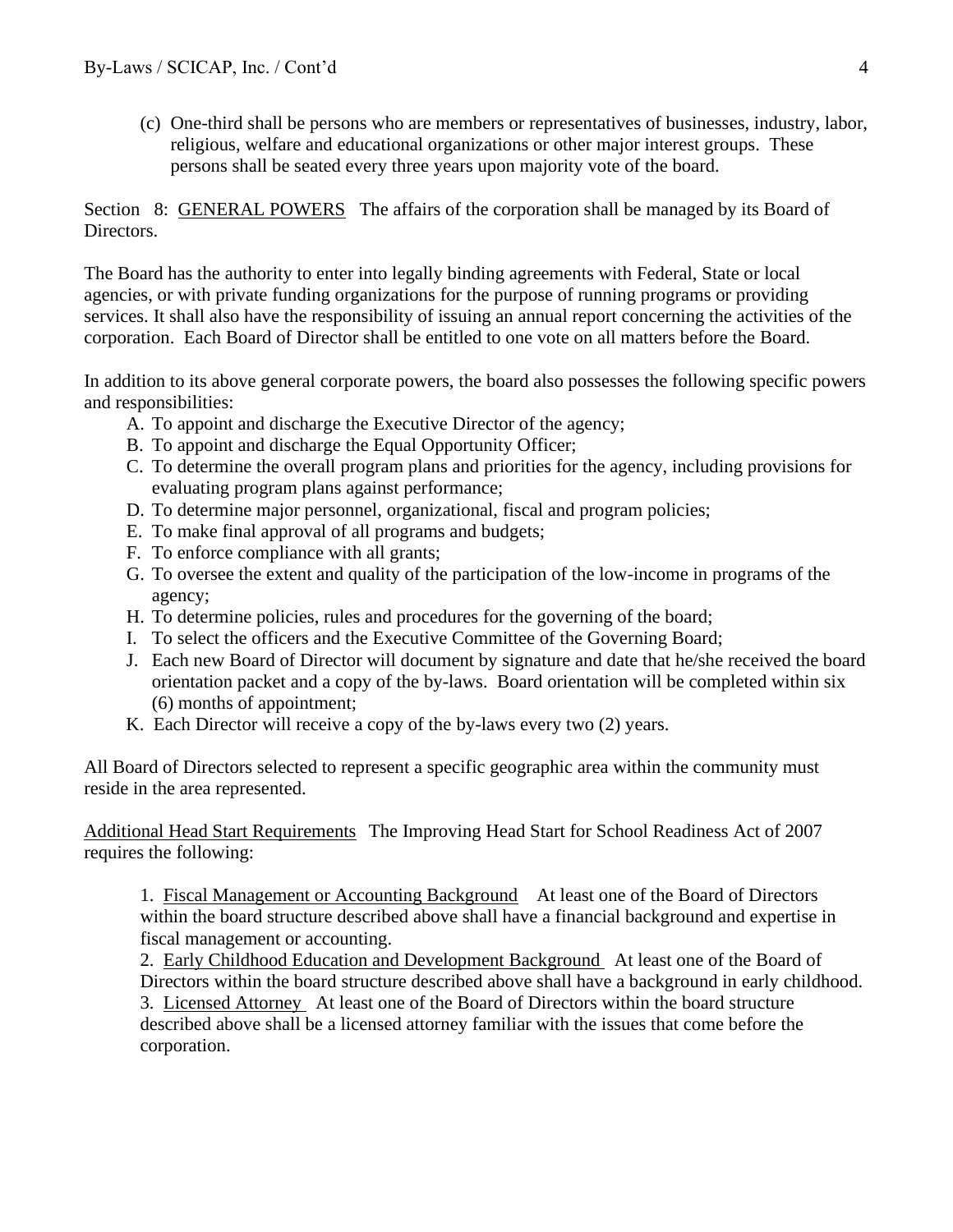(c) One-third shall be persons who are members or representatives of businesses, industry, labor, religious, welfare and educational organizations or other major interest groups. These persons shall be seated every three years upon majority vote of the board.

Section 8: <u>GENERAL POWERS</u> The affairs of the corporation shall be managed by its Board of Directors.

The Board has the authority to enter into legally binding agreements with Federal, State or local agencies, or with private funding organizations for the purpose of running programs or providing services. It shall also have the responsibility of issuing an annual report concerning the activities of the corporation. Each Board of Director shall be entitled to one vote on all matters before the Board.

In addition to its above general corporate powers, the board also possesses the following specific powers and responsibilities:

A. To appoint and discharge the Executive Director of the agency;
B. To appoint and discharge the Equal Opportunity Officer;
C. To determine the overall program plans and priorities for the agency, including provisions for evaluating program plans against performance;
D. To determine major personnel, organizational, fiscal and program policies;
E. To make final approval of all programs and budgets;
F. To enforce compliance with all grants;
G. To oversee the extent and quality of the participation of the low-income in programs of the agency;
H. To determine policies, rules and procedures for the governing of the board;
I. To select the officers and the Executive Committee of the Governing Board;
J. Each new Board of Director will document by signature and date that he/she received the board orientation packet and a copy of the by-laws. Board orientation will be completed within six (6) months of appointment;
K. Each Director will receive a copy of the by-laws every two (2) years.

All Board of Directors selected to represent a specific geographic area within the community must reside in the area represented.

<u>Additional Head Start Requirements</u> The Improving Head Start for School Readiness Act of 2007 requires the following:

1. <u>Fiscal Management or Accounting Background</u> At least one of the Board of Directors within the board structure described above shall have a financial background and expertise in fiscal management or accounting.
2. <u>Early Childhood Education and Development Background</u> At least one of the Board of Directors within the board structure described above shall have a background in early childhood.
3. <u>Licensed Attorney</u> At least one of the Board of Directors within the board structure described above shall be a licensed attorney familiar with the issues that come before the corporation.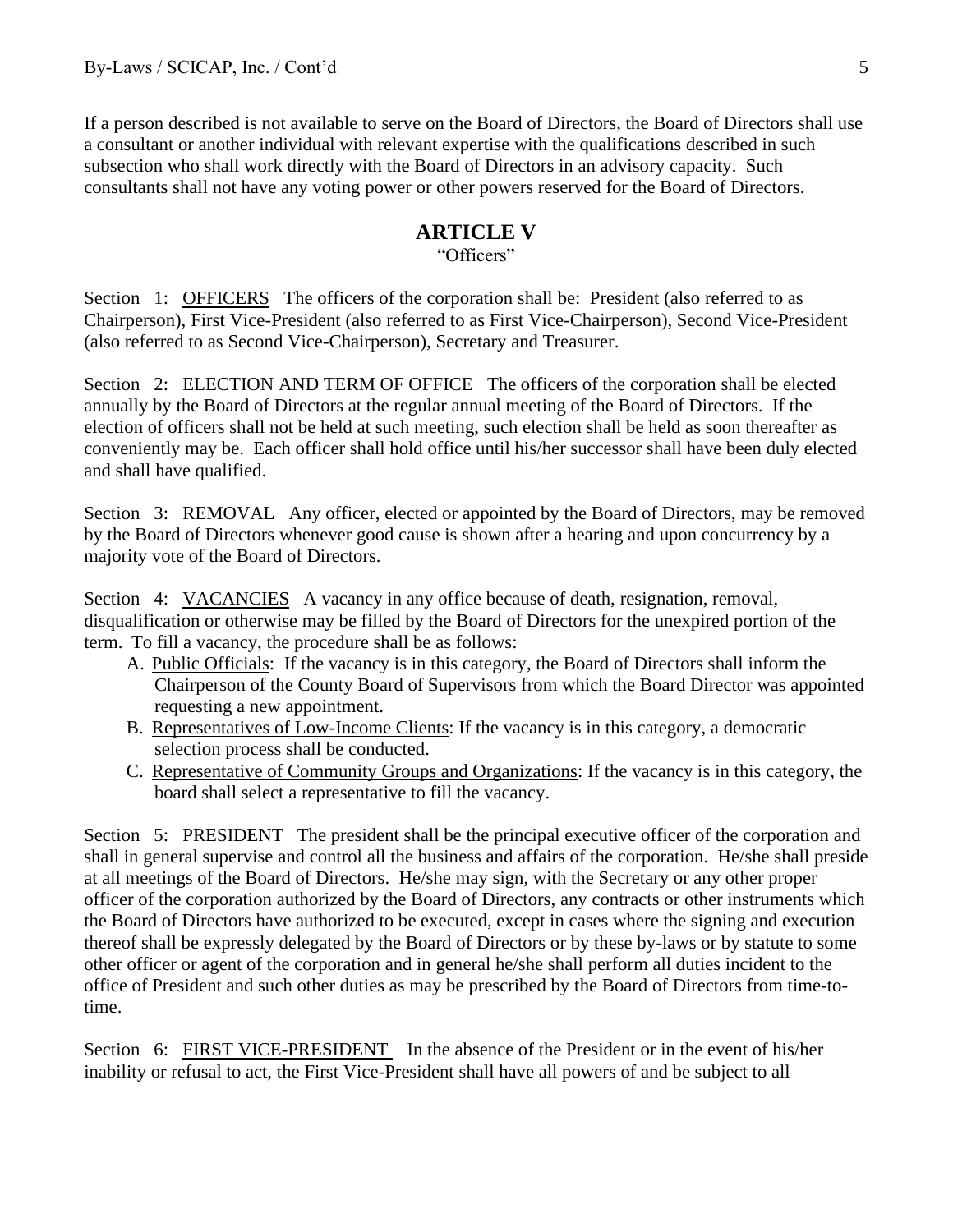If a person described is not available to serve on the Board of Directors, the Board of Directors shall use a consultant or another individual with relevant expertise with the qualifications described in such subsection who shall work directly with the Board of Directors in an advisory capacity. Such consultants shall not have any voting power or other powers reserved for the Board of Directors.

## ARTICLE V

"Officers"

Section 1: <u>OFFICERS</u> The officers of the corporation shall be: President (also referred to as Chairperson), First Vice-President (also referred to as First Vice-Chairperson), Second Vice-President (also referred to as Second Vice-Chairperson), Secretary and Treasurer.

Section 2: <u>ELECTION AND TERM OF OFFICE</u> The officers of the corporation shall be elected annually by the Board of Directors at the regular annual meeting of the Board of Directors. If the election of officers shall not be held at such meeting, such election shall be held as soon thereafter as conveniently may be. Each officer shall hold office until his/her successor shall have been duly elected and shall have qualified.

Section 3: <u>REMOVAL</u> Any officer, elected or appointed by the Board of Directors, may be removed by the Board of Directors whenever good cause is shown after a hearing and upon concurrency by a majority vote of the Board of Directors.

Section 4: <u>VACANCIES</u> A vacancy in any office because of death, resignation, removal, disqualification or otherwise may be filled by the Board of Directors for the unexpired portion of the term. To fill a vacancy, the procedure shall be as follows:

A. <u>Public Officials</u>: If the vacancy is in this category, the Board of Directors shall inform the Chairperson of the County Board of Supervisors from which the Board Director was appointed requesting a new appointment.
B. <u>Representatives of Low-Income Clients</u>: If the vacancy is in this category, a democratic selection process shall be conducted.
C. <u>Representative of Community Groups and Organizations</u>: If the vacancy is in this category, the board shall select a representative to fill the vacancy.

Section 5: <u>PRESIDENT</u> The president shall be the principal executive officer of the corporation and shall in general supervise and control all the business and affairs of the corporation. He/she shall preside at all meetings of the Board of Directors. He/she may sign, with the Secretary or any other proper officer of the corporation authorized by the Board of Directors, any contracts or other instruments which the Board of Directors have authorized to be executed, except in cases where the signing and execution thereof shall be expressly delegated by the Board of Directors or by these by-laws or by statute to some other officer or agent of the corporation and in general he/she shall perform all duties incident to the office of President and such other duties as may be prescribed by the Board of Directors from time-to-time.

Section 6: <u>FIRST VICE-PRESIDENT</u> In the absence of the President or in the event of his/her inability or refusal to act, the First Vice-President shall have all powers of and be subject to all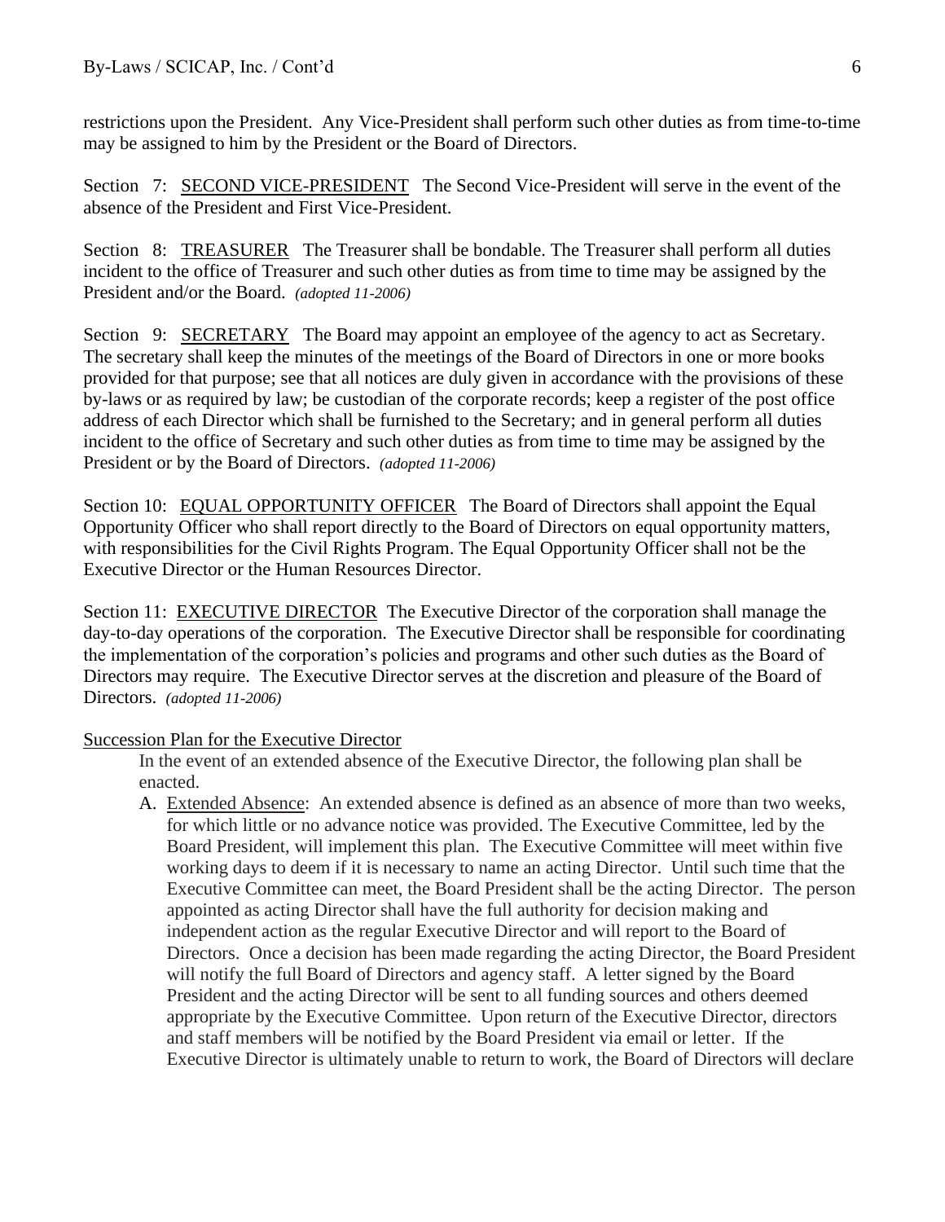restrictions upon the President. Any Vice-President shall perform such other duties as from time-to-time may be assigned to him by the President or the Board of Directors.

Section 7: <u>SECOND VICE-PRESIDENT</u> The Second Vice-President will serve in the event of the absence of the President and First Vice-President.

Section 8: <u>TREASURER</u> The Treasurer shall be bondable. The Treasurer shall perform all duties incident to the office of Treasurer and such other duties as from time to time may be assigned by the President and/or the Board. *(adopted 11-2006)*

Section 9: <u>SECRETARY</u> The Board may appoint an employee of the agency to act as Secretary. The secretary shall keep the minutes of the meetings of the Board of Directors in one or more books provided for that purpose; see that all notices are duly given in accordance with the provisions of these by-laws or as required by law; be custodian of the corporate records; keep a register of the post office address of each Director which shall be furnished to the Secretary; and in general perform all duties incident to the office of Secretary and such other duties as from time to time may be assigned by the President or by the Board of Directors. *(adopted 11-2006)*

Section 10: <u>EQUAL OPPORTUNITY OFFICER</u> The Board of Directors shall appoint the Equal Opportunity Officer who shall report directly to the Board of Directors on equal opportunity matters, with responsibilities for the Civil Rights Program. The Equal Opportunity Officer shall not be the Executive Director or the Human Resources Director.

Section 11: <u>EXECUTIVE DIRECTOR</u> The Executive Director of the corporation shall manage the day-to-day operations of the corporation. The Executive Director shall be responsible for coordinating the implementation of the corporation's policies and programs and other such duties as the Board of Directors may require. The Executive Director serves at the discretion and pleasure of the Board of Directors. *(adopted 11-2006)*

<u>Succession Plan for the Executive Director</u>

In the event of an extended absence of the Executive Director, the following plan shall be enacted.

A. <u>Extended Absence</u>: An extended absence is defined as an absence of more than two weeks, for which little or no advance notice was provided. The Executive Committee, led by the Board President, will implement this plan. The Executive Committee will meet within five working days to deem if it is necessary to name an acting Director. Until such time that the Executive Committee can meet, the Board President shall be the acting Director. The person appointed as acting Director shall have the full authority for decision making and independent action as the regular Executive Director and will report to the Board of Directors. Once a decision has been made regarding the acting Director, the Board President will notify the full Board of Directors and agency staff. A letter signed by the Board President and the acting Director will be sent to all funding sources and others deemed appropriate by the Executive Committee. Upon return of the Executive Director, directors and staff members will be notified by the Board President via email or letter. If the Executive Director is ultimately unable to return to work, the Board of Directors will declare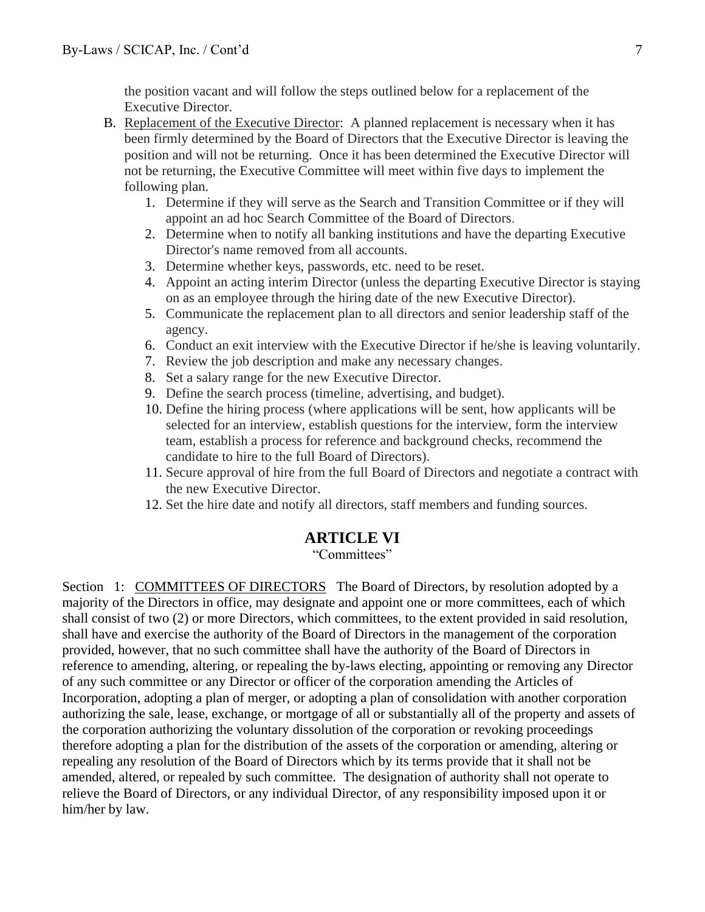the position vacant and will follow the steps outlined below for a replacement of the Executive Director.

B. Replacement of the Executive Director: A planned replacement is necessary when it has been firmly determined by the Board of Directors that the Executive Director is leaving the position and will not be returning. Once it has been determined the Executive Director will not be returning, the Executive Committee will meet within five days to implement the following plan.

   1. Determine if they will serve as the Search and Transition Committee or if they will appoint an ad hoc Search Committee of the Board of Directors.
   2. Determine when to notify all banking institutions and have the departing Executive Director's name removed from all accounts.
   3. Determine whether keys, passwords, etc. need to be reset.
   4. Appoint an acting interim Director (unless the departing Executive Director is staying on as an employee through the hiring date of the new Executive Director).
   5. Communicate the replacement plan to all directors and senior leadership staff of the agency.
   6. Conduct an exit interview with the Executive Director if he/she is leaving voluntarily.
   7. Review the job description and make any necessary changes.
   8. Set a salary range for the new Executive Director.
   9. Define the search process (timeline, advertising, and budget).
   10. Define the hiring process (where applications will be sent, how applicants will be selected for an interview, establish questions for the interview, form the interview team, establish a process for reference and background checks, recommend the candidate to hire to the full Board of Directors).
   11. Secure approval of hire from the full Board of Directors and negotiate a contract with the new Executive Director.
   12. Set the hire date and notify all directors, staff members and funding sources.

## ARTICLE VI

"Committees"

Section 1: COMMITTEES OF DIRECTORS The Board of Directors, by resolution adopted by a majority of the Directors in office, may designate and appoint one or more committees, each of which shall consist of two (2) or more Directors, which committees, to the extent provided in said resolution, shall have and exercise the authority of the Board of Directors in the management of the corporation provided, however, that no such committee shall have the authority of the Board of Directors in reference to amending, altering, or repealing the by-laws electing, appointing or removing any Director of any such committee or any Director or officer of the corporation amending the Articles of Incorporation, adopting a plan of merger, or adopting a plan of consolidation with another corporation authorizing the sale, lease, exchange, or mortgage of all or substantially all of the property and assets of the corporation authorizing the voluntary dissolution of the corporation or revoking proceedings therefore adopting a plan for the distribution of the assets of the corporation or amending, altering or repealing any resolution of the Board of Directors which by its terms provide that it shall not be amended, altered, or repealed by such committee. The designation of authority shall not operate to relieve the Board of Directors, or any individual Director, of any responsibility imposed upon it or him/her by law.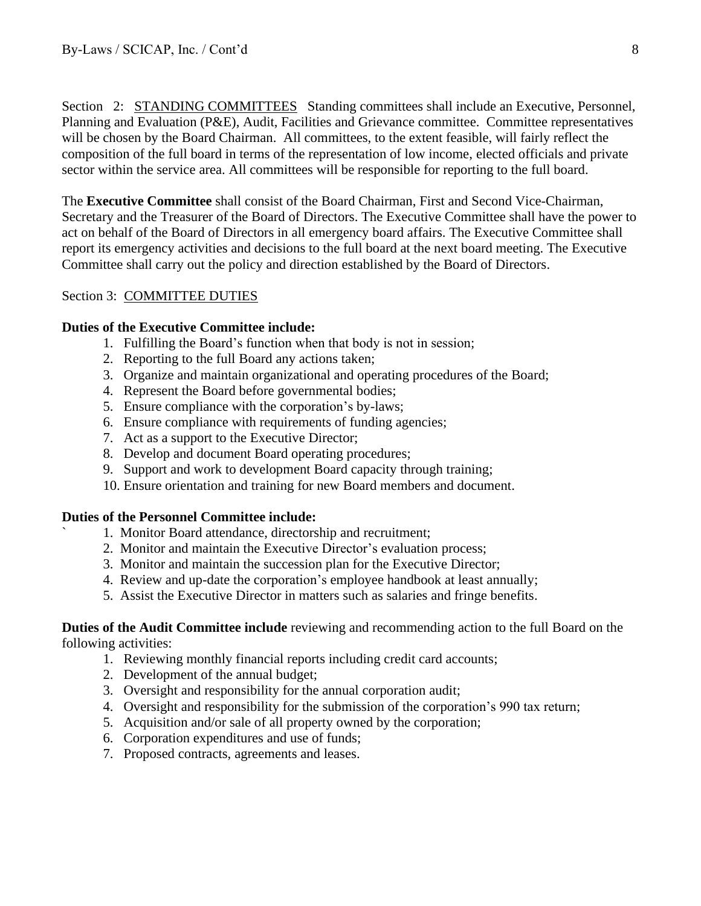Section 2: <u>STANDING COMMITTEES</u> Standing committees shall include an Executive, Personnel, Planning and Evaluation (P&E), Audit, Facilities and Grievance committee. Committee representatives will be chosen by the Board Chairman. All committees, to the extent feasible, will fairly reflect the composition of the full board in terms of the representation of low income, elected officials and private sector within the service area. All committees will be responsible for reporting to the full board.

The **Executive Committee** shall consist of the Board Chairman, First and Second Vice-Chairman, Secretary and the Treasurer of the Board of Directors. The Executive Committee shall have the power to act on behalf of the Board of Directors in all emergency board affairs. The Executive Committee shall report its emergency activities and decisions to the full board at the next board meeting. The Executive Committee shall carry out the policy and direction established by the Board of Directors.

Section 3: <u>COMMITTEE DUTIES</u>

**Duties of the Executive Committee include:**

1. Fulfilling the Board's function when that body is not in session;
2. Reporting to the full Board any actions taken;
3. Organize and maintain organizational and operating procedures of the Board;
4. Represent the Board before governmental bodies;
5. Ensure compliance with the corporation's by-laws;
6. Ensure compliance with requirements of funding agencies;
7. Act as a support to the Executive Director;
8. Develop and document Board operating procedures;
9. Support and work to development Board capacity through training;
10. Ensure orientation and training for new Board members and document.

**Duties of the Personnel Committee include:**

1. Monitor Board attendance, directorship and recruitment;
2. Monitor and maintain the Executive Director's evaluation process;
3. Monitor and maintain the succession plan for the Executive Director;
4. Review and up-date the corporation's employee handbook at least annually;
5. Assist the Executive Director in matters such as salaries and fringe benefits.

**Duties of the Audit Committee include** reviewing and recommending action to the full Board on the following activities:

1. Reviewing monthly financial reports including credit card accounts;
2. Development of the annual budget;
3. Oversight and responsibility for the annual corporation audit;
4. Oversight and responsibility for the submission of the corporation's 990 tax return;
5. Acquisition and/or sale of all property owned by the corporation;
6. Corporation expenditures and use of funds;
7. Proposed contracts, agreements and leases.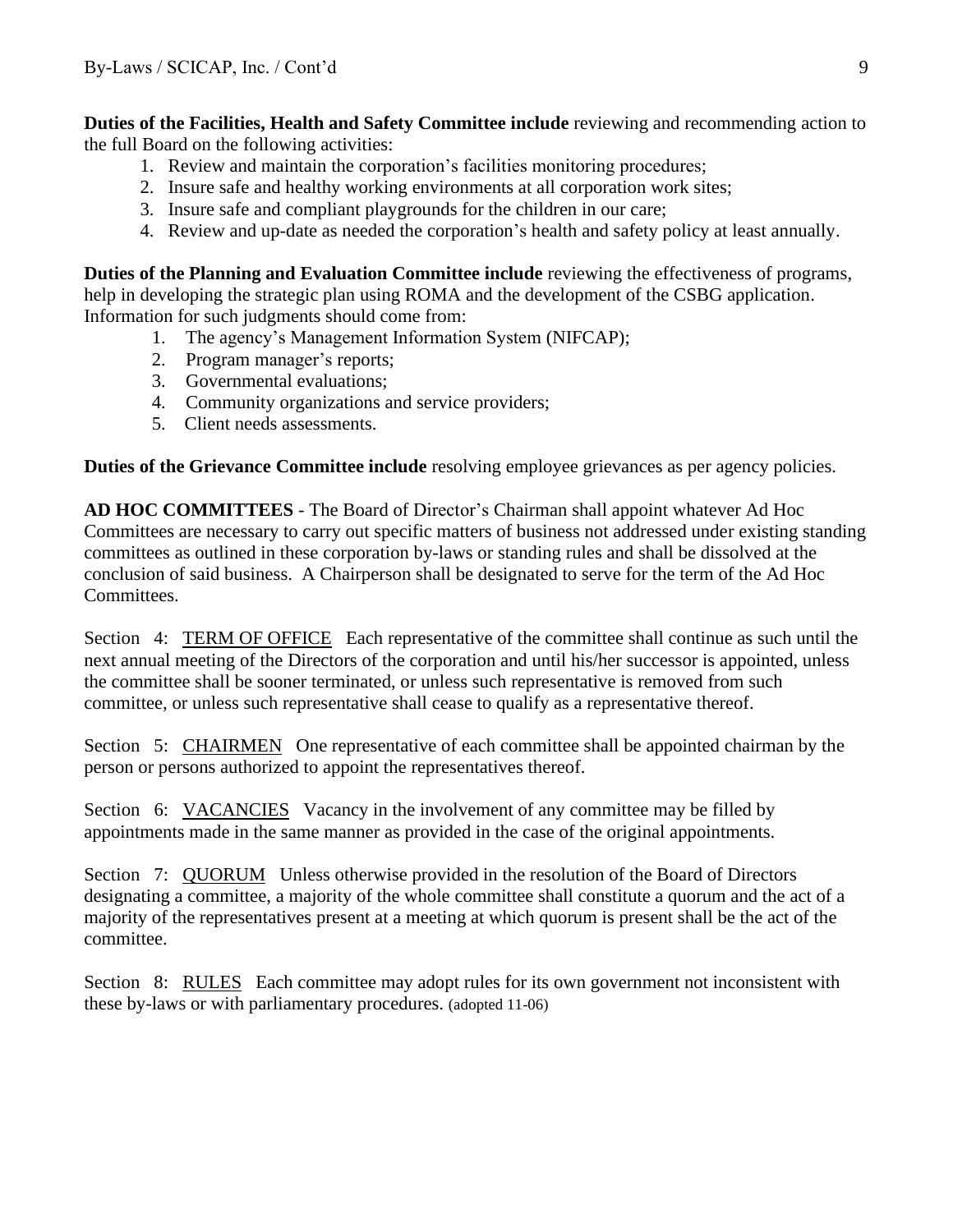**Duties of the Facilities, Health and Safety Committee include** reviewing and recommending action to the full Board on the following activities:

1. Review and maintain the corporation's facilities monitoring procedures;
2. Insure safe and healthy working environments at all corporation work sites;
3. Insure safe and compliant playgrounds for the children in our care;
4. Review and up-date as needed the corporation's health and safety policy at least annually.

**Duties of the Planning and Evaluation Committee include** reviewing the effectiveness of programs, help in developing the strategic plan using ROMA and the development of the CSBG application. Information for such judgments should come from:

1. The agency's Management Information System (NIFCAP);
2. Program manager's reports;
3. Governmental evaluations;
4. Community organizations and service providers;
5. Client needs assessments.

**Duties of the Grievance Committee include** resolving employee grievances as per agency policies.

**AD HOC COMMITTEES** - The Board of Director's Chairman shall appoint whatever Ad Hoc Committees are necessary to carry out specific matters of business not addressed under existing standing committees as outlined in these corporation by-laws or standing rules and shall be dissolved at the conclusion of said business. A Chairperson shall be designated to serve for the term of the Ad Hoc Committees.

Section 4: <u>TERM OF OFFICE</u> Each representative of the committee shall continue as such until the next annual meeting of the Directors of the corporation and until his/her successor is appointed, unless the committee shall be sooner terminated, or unless such representative is removed from such committee, or unless such representative shall cease to qualify as a representative thereof.

Section 5: <u>CHAIRMEN</u> One representative of each committee shall be appointed chairman by the person or persons authorized to appoint the representatives thereof.

Section 6: <u>VACANCIES</u> Vacancy in the involvement of any committee may be filled by appointments made in the same manner as provided in the case of the original appointments.

Section 7: <u>QUORUM</u> Unless otherwise provided in the resolution of the Board of Directors designating a committee, a majority of the whole committee shall constitute a quorum and the act of a majority of the representatives present at a meeting at which quorum is present shall be the act of the committee.

Section 8: <u>RULES</u> Each committee may adopt rules for its own government not inconsistent with these by-laws or with parliamentary procedures. (adopted 11-06)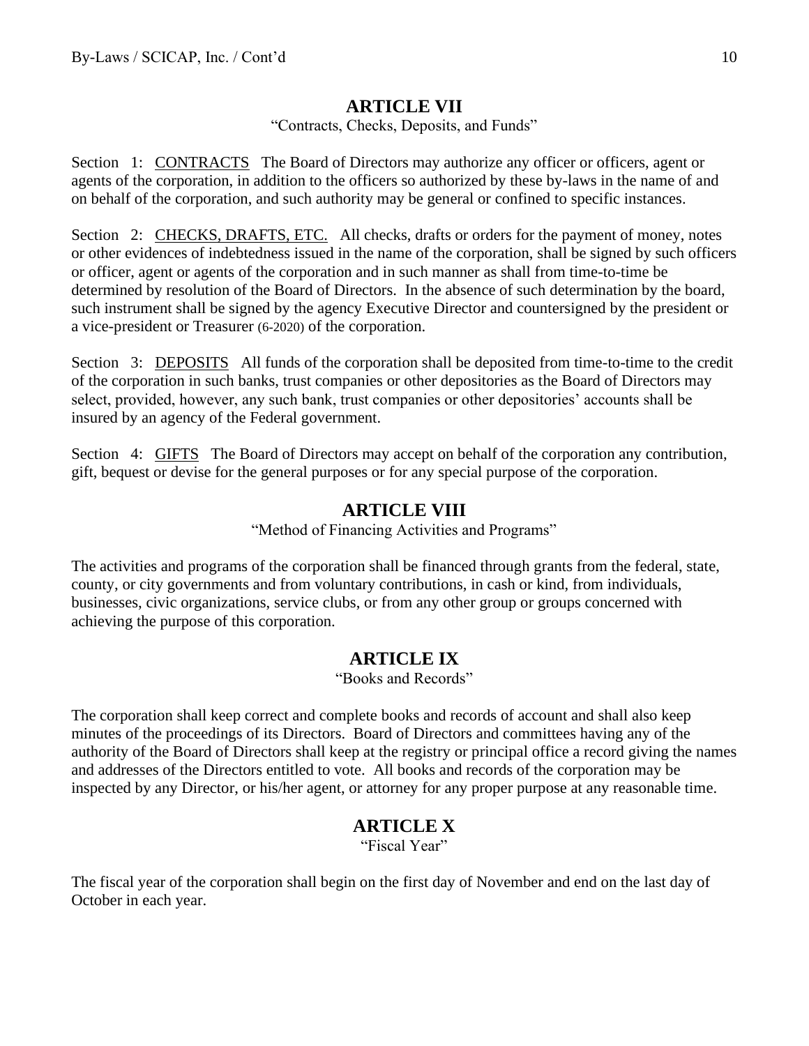## ARTICLE VII

"Contracts, Checks, Deposits, and Funds"

Section 1: <u>CONTRACTS</u> The Board of Directors may authorize any officer or officers, agent or agents of the corporation, in addition to the officers so authorized by these by-laws in the name of and on behalf of the corporation, and such authority may be general or confined to specific instances.

Section 2: <u>CHECKS, DRAFTS, ETC.</u> All checks, drafts or orders for the payment of money, notes or other evidences of indebtedness issued in the name of the corporation, shall be signed by such officers or officer, agent or agents of the corporation and in such manner as shall from time-to-time be determined by resolution of the Board of Directors. In the absence of such determination by the board, such instrument shall be signed by the agency Executive Director and countersigned by the president or a vice-president or Treasurer (6-2020) of the corporation.

Section 3: <u>DEPOSITS</u> All funds of the corporation shall be deposited from time-to-time to the credit of the corporation in such banks, trust companies or other depositories as the Board of Directors may select, provided, however, any such bank, trust companies or other depositories' accounts shall be insured by an agency of the Federal government.

Section 4: <u>GIFTS</u> The Board of Directors may accept on behalf of the corporation any contribution, gift, bequest or devise for the general purposes or for any special purpose of the corporation.

## ARTICLE VIII

"Method of Financing Activities and Programs"

The activities and programs of the corporation shall be financed through grants from the federal, state, county, or city governments and from voluntary contributions, in cash or kind, from individuals, businesses, civic organizations, service clubs, or from any other group or groups concerned with achieving the purpose of this corporation.

## ARTICLE IX

"Books and Records"

The corporation shall keep correct and complete books and records of account and shall also keep minutes of the proceedings of its Directors. Board of Directors and committees having any of the authority of the Board of Directors shall keep at the registry or principal office a record giving the names and addresses of the Directors entitled to vote. All books and records of the corporation may be inspected by any Director, or his/her agent, or attorney for any proper purpose at any reasonable time.

## ARTICLE X

"Fiscal Year"

The fiscal year of the corporation shall begin on the first day of November and end on the last day of October in each year.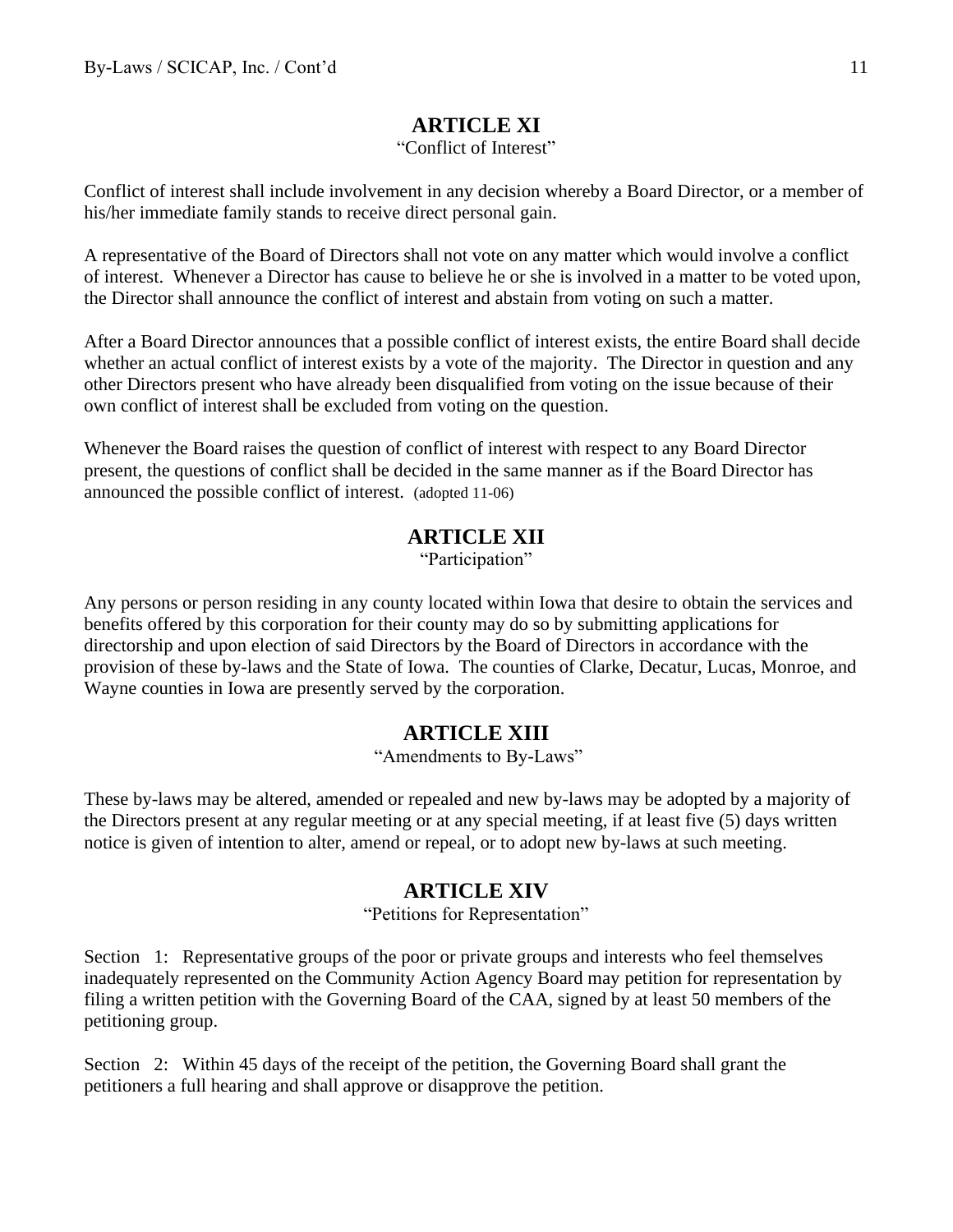## ARTICLE XI

"Conflict of Interest"

Conflict of interest shall include involvement in any decision whereby a Board Director, or a member of his/her immediate family stands to receive direct personal gain.

A representative of the Board of Directors shall not vote on any matter which would involve a conflict of interest. Whenever a Director has cause to believe he or she is involved in a matter to be voted upon, the Director shall announce the conflict of interest and abstain from voting on such a matter.

After a Board Director announces that a possible conflict of interest exists, the entire Board shall decide whether an actual conflict of interest exists by a vote of the majority. The Director in question and any other Directors present who have already been disqualified from voting on the issue because of their own conflict of interest shall be excluded from voting on the question.

Whenever the Board raises the question of conflict of interest with respect to any Board Director present, the questions of conflict shall be decided in the same manner as if the Board Director has announced the possible conflict of interest. (adopted 11-06)

## ARTICLE XII

"Participation"

Any persons or person residing in any county located within Iowa that desire to obtain the services and benefits offered by this corporation for their county may do so by submitting applications for directorship and upon election of said Directors by the Board of Directors in accordance with the provision of these by-laws and the State of Iowa. The counties of Clarke, Decatur, Lucas, Monroe, and Wayne counties in Iowa are presently served by the corporation.

## ARTICLE XIII

"Amendments to By-Laws"

These by-laws may be altered, amended or repealed and new by-laws may be adopted by a majority of the Directors present at any regular meeting or at any special meeting, if at least five (5) days written notice is given of intention to alter, amend or repeal, or to adopt new by-laws at such meeting.

## ARTICLE XIV

"Petitions for Representation"

Section 1: Representative groups of the poor or private groups and interests who feel themselves inadequately represented on the Community Action Agency Board may petition for representation by filing a written petition with the Governing Board of the CAA, signed by at least 50 members of the petitioning group.

Section 2: Within 45 days of the receipt of the petition, the Governing Board shall grant the petitioners a full hearing and shall approve or disapprove the petition.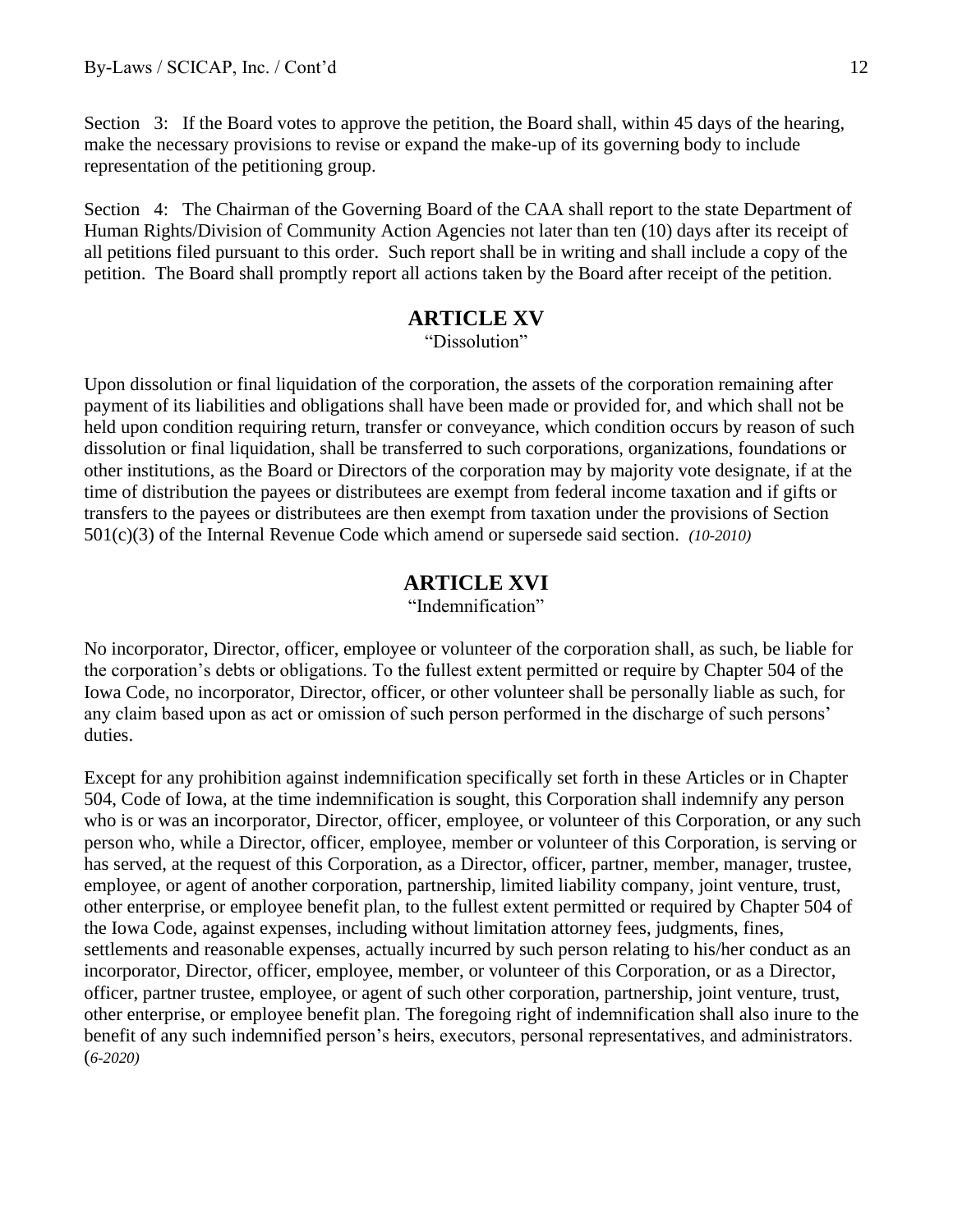Section 3: If the Board votes to approve the petition, the Board shall, within 45 days of the hearing, make the necessary provisions to revise or expand the make-up of its governing body to include representation of the petitioning group.

Section 4: The Chairman of the Governing Board of the CAA shall report to the state Department of Human Rights/Division of Community Action Agencies not later than ten (10) days after its receipt of all petitions filed pursuant to this order. Such report shall be in writing and shall include a copy of the petition. The Board shall promptly report all actions taken by the Board after receipt of the petition.

## ARTICLE XV

"Dissolution"

Upon dissolution or final liquidation of the corporation, the assets of the corporation remaining after payment of its liabilities and obligations shall have been made or provided for, and which shall not be held upon condition requiring return, transfer or conveyance, which condition occurs by reason of such dissolution or final liquidation, shall be transferred to such corporations, organizations, foundations or other institutions, as the Board or Directors of the corporation may by majority vote designate, if at the time of distribution the payees or distributees are exempt from federal income taxation and if gifts or transfers to the payees or distributees are then exempt from taxation under the provisions of Section 501(c)(3) of the Internal Revenue Code which amend or supersede said section. *(10-2010)*

## ARTICLE XVI

"Indemnification"

No incorporator, Director, officer, employee or volunteer of the corporation shall, as such, be liable for the corporation's debts or obligations. To the fullest extent permitted or require by Chapter 504 of the Iowa Code, no incorporator, Director, officer, or other volunteer shall be personally liable as such, for any claim based upon as act or omission of such person performed in the discharge of such persons' duties.

Except for any prohibition against indemnification specifically set forth in these Articles or in Chapter 504, Code of Iowa, at the time indemnification is sought, this Corporation shall indemnify any person who is or was an incorporator, Director, officer, employee, or volunteer of this Corporation, or any such person who, while a Director, officer, employee, member or volunteer of this Corporation, is serving or has served, at the request of this Corporation, as a Director, officer, partner, member, manager, trustee, employee, or agent of another corporation, partnership, limited liability company, joint venture, trust, other enterprise, or employee benefit plan, to the fullest extent permitted or required by Chapter 504 of the Iowa Code, against expenses, including without limitation attorney fees, judgments, fines, settlements and reasonable expenses, actually incurred by such person relating to his/her conduct as an incorporator, Director, officer, employee, member, or volunteer of this Corporation, or as a Director, officer, partner trustee, employee, or agent of such other corporation, partnership, joint venture, trust, other enterprise, or employee benefit plan. The foregoing right of indemnification shall also inure to the benefit of any such indemnified person's heirs, executors, personal representatives, and administrators. (*6-2020)*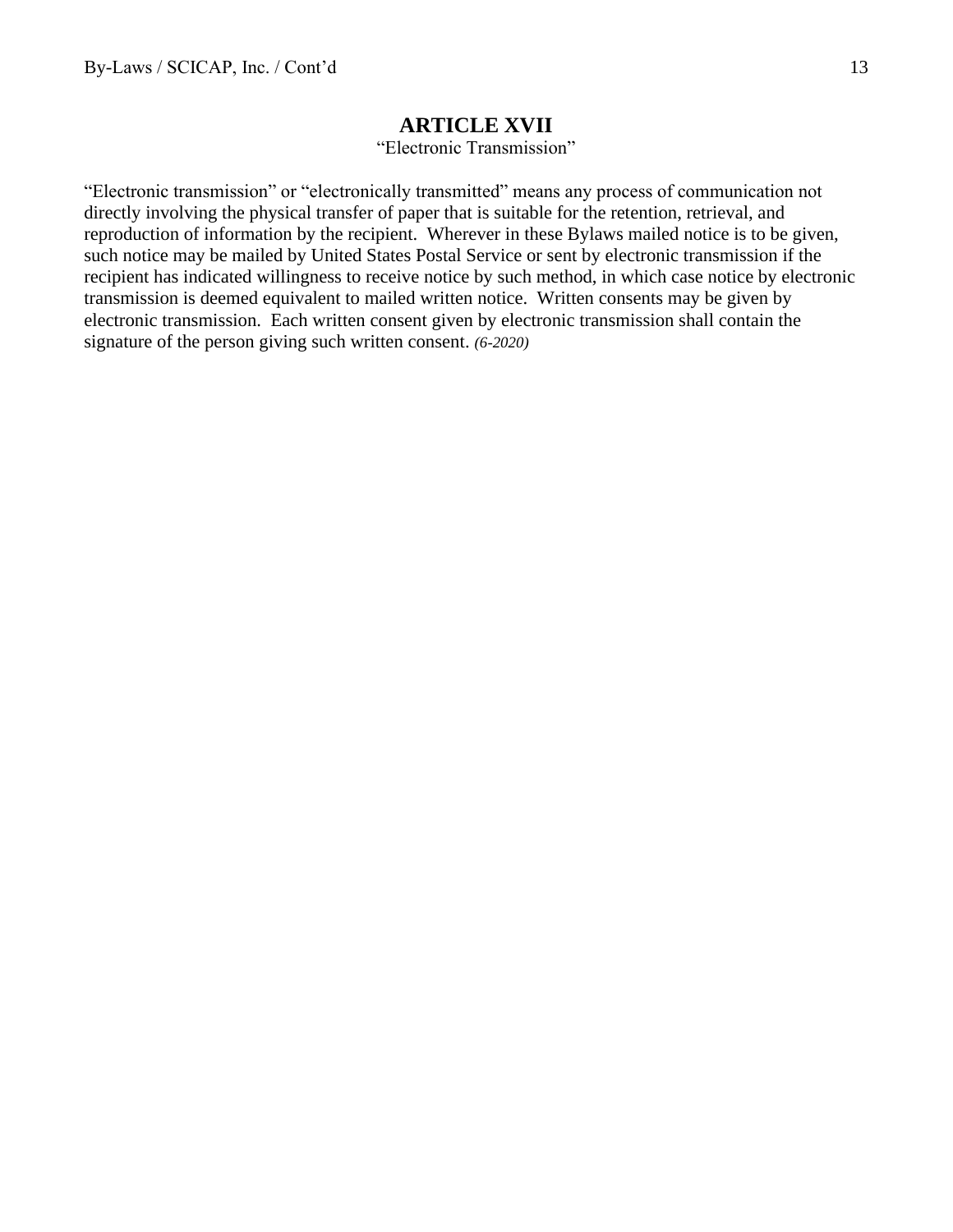## ARTICLE XVII

"Electronic Transmission"

"Electronic transmission" or "electronically transmitted" means any process of communication not directly involving the physical transfer of paper that is suitable for the retention, retrieval, and reproduction of information by the recipient. Wherever in these Bylaws mailed notice is to be given, such notice may be mailed by United States Postal Service or sent by electronic transmission if the recipient has indicated willingness to receive notice by such method, in which case notice by electronic transmission is deemed equivalent to mailed written notice. Written consents may be given by electronic transmission. Each written consent given by electronic transmission shall contain the signature of the person giving such written consent. *(6-2020)*